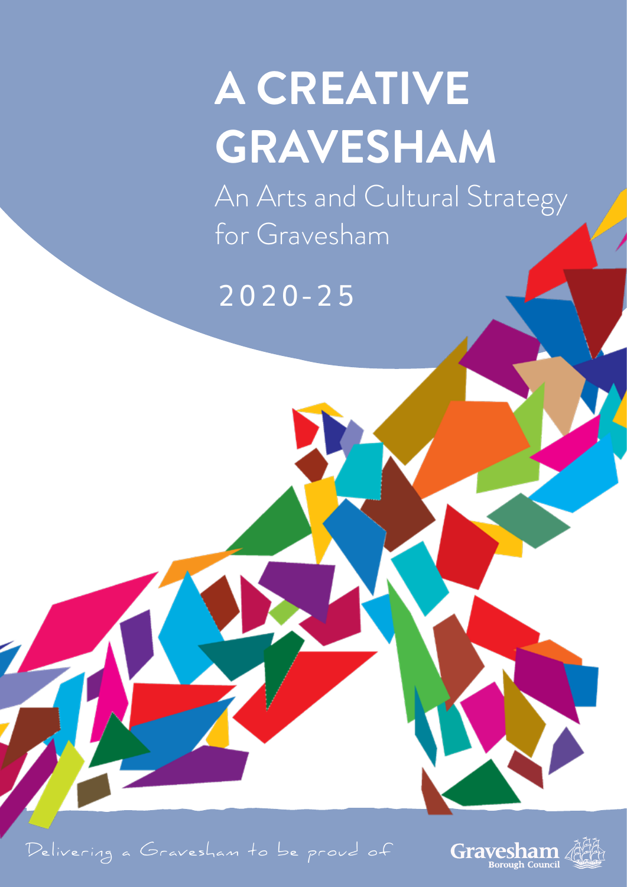# A CREATIVE GRAVESHAM

An Arts and Cultural Strategy for Gravesham

2020-25

Delivering a Gravesham to be proud of

Gravesham Borough Council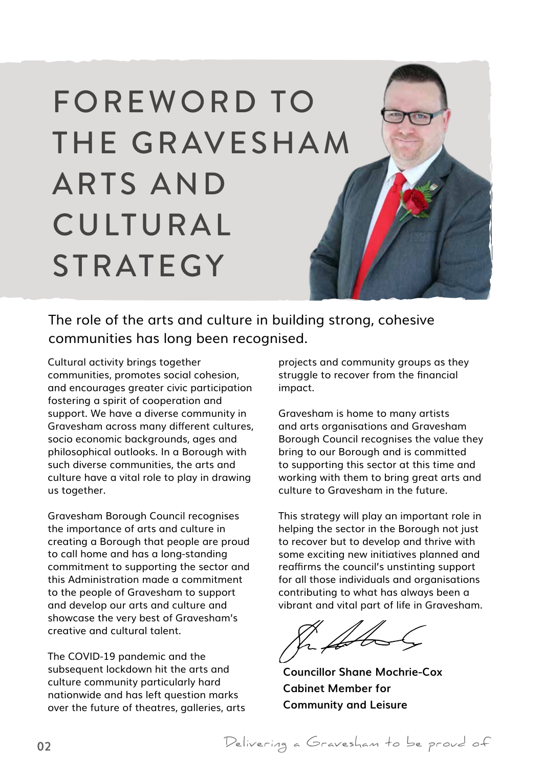# FOREWORD TO THE GRAVESHAM ARTS AND CULTURAL STRATEGY

The role of the arts and culture in building strong, cohesive communities has long been recognised.

Cultural activity brings together communities, promotes social cohesion, and encourages greater civic participation fostering a spirit of cooperation and support. We have a diverse community in Gravesham across many different cultures, socio economic backgrounds, ages and philosophical outlooks. In a Borough with such diverse communities, the arts and culture have a vital role to play in drawing us together.

Gravesham Borough Council recognises the importance of arts and culture in creating a Borough that people are proud to call home and has a long-standing commitment to supporting the sector and this Administration made a commitment to the people of Gravesham to support and develop our arts and culture and showcase the very best of Gravesham's creative and cultural talent.

The COVID-19 pandemic and the subsequent lockdown hit the arts and culture community particularly hard nationwide and has left question marks over the future of theatres, galleries, arts projects and community groups as they struggle to recover from the financial impact.

Gravesham is home to many artists and arts organisations and Gravesham Borough Council recognises the value they bring to our Borough and is committed to supporting this sector at this time and working with them to bring great arts and culture to Gravesham in the future.

This strategy will play an important role in helping the sector in the Borough not just to recover but to develop and thrive with some exciting new initiatives planned and reaffirms the council's unstinting support for all those individuals and organisations contributing to what has always been a vibrant and vital part of life in Gravesham.

**Councillor Shane Mochrie-Cox**
**Cabinet Member for**
**Community and Leisure**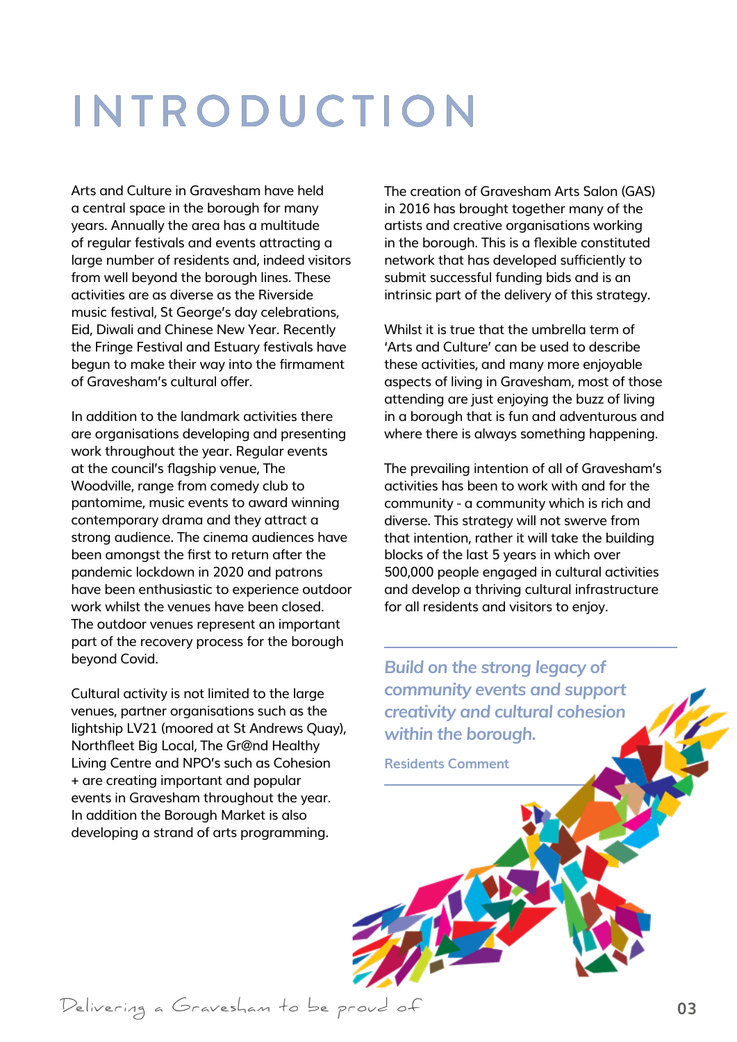# INTRODUCTION

Arts and Culture in Gravesham have held a central space in the borough for many years. Annually the area has a multitude of regular festivals and events attracting a large number of residents and, indeed visitors from well beyond the borough lines. These activities are as diverse as the Riverside music festival, St George's day celebrations, Eid, Diwali and Chinese New Year. Recently the Fringe Festival and Estuary festivals have begun to make their way into the firmament of Gravesham's cultural offer.

In addition to the landmark activities there are organisations developing and presenting work throughout the year. Regular events at the council's flagship venue, The Woodville, range from comedy club to pantomime, music events to award winning contemporary drama and they attract a strong audience. The cinema audiences have been amongst the first to return after the pandemic lockdown in 2020 and patrons have been enthusiastic to experience outdoor work whilst the venues have been closed. The outdoor venues represent an important part of the recovery process for the borough beyond Covid.

Cultural activity is not limited to the large venues, partner organisations such as the lightship LV21 (moored at St Andrews Quay), Northfleet Big Local, The Gr@nd Healthy Living Centre and NPO's such as Cohesion + are creating important and popular events in Gravesham throughout the year. In addition the Borough Market is also developing a strand of arts programming.

The creation of Gravesham Arts Salon (GAS) in 2016 has brought together many of the artists and creative organisations working in the borough. This is a flexible constituted network that has developed sufficiently to submit successful funding bids and is an intrinsic part of the delivery of this strategy.

Whilst it is true that the umbrella term of 'Arts and Culture' can be used to describe these activities, and many more enjoyable aspects of living in Gravesham, most of those attending are just enjoying the buzz of living in a borough that is fun and adventurous and where there is always something happening.

The prevailing intention of all of Gravesham's activities has been to work with and for the community - a community which is rich and diverse. This strategy will not swerve from that intention, rather it will take the building blocks of the last 5 years in which over 500,000 people engaged in cultural activities and develop a thriving cultural infrastructure for all residents and visitors to enjoy.

---

***Build on the strong legacy of community events and support creativity and cultural cohesion within the borough.***

Residents Comment

---

Delivering a Gravesham to be proud of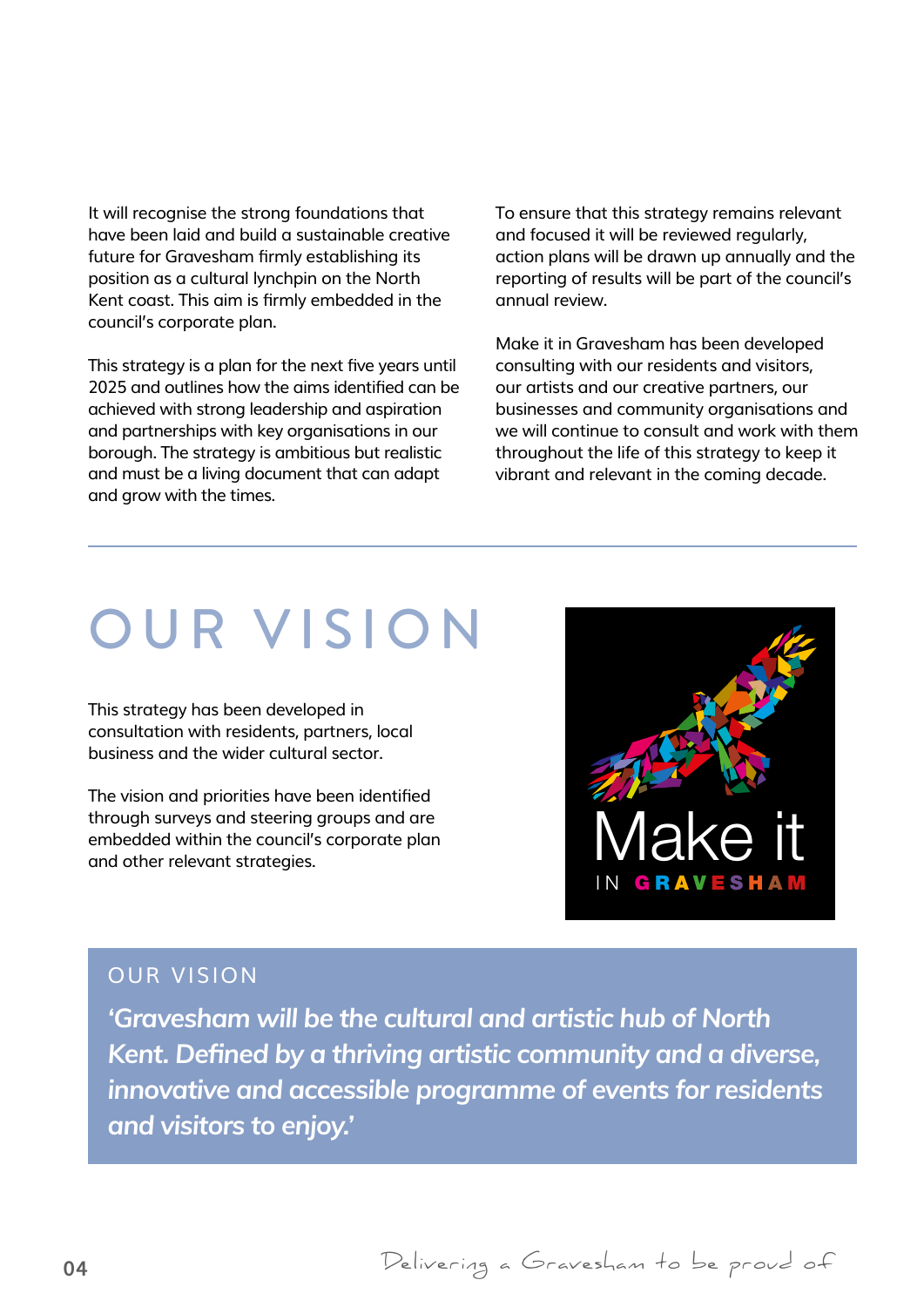It will recognise the strong foundations that have been laid and build a sustainable creative future for Gravesham firmly establishing its position as a cultural lynchpin on the North Kent coast. This aim is firmly embedded in the council's corporate plan.

This strategy is a plan for the next five years until 2025 and outlines how the aims identified can be achieved with strong leadership and aspiration and partnerships with key organisations in our borough. The strategy is ambitious but realistic and must be a living document that can adapt and grow with the times.

To ensure that this strategy remains relevant and focused it will be reviewed regularly, action plans will be drawn up annually and the reporting of results will be part of the council's annual review.

Make it in Gravesham has been developed consulting with our residents and visitors, our artists and our creative partners, our businesses and community organisations and we will continue to consult and work with them throughout the life of this strategy to keep it vibrant and relevant in the coming decade.

# OUR VISION

This strategy has been developed in consultation with residents, partners, local business and the wider cultural sector.

The vision and priorities have been identified through surveys and steering groups and are embedded within the council's corporate plan and other relevant strategies.

Make it IN GRAVESHAM

## OUR VISION

***'Gravesham will be the cultural and artistic hub of North Kent. Defined by a thriving artistic community and a diverse, innovative and accessible programme of events for residents and visitors to enjoy.'***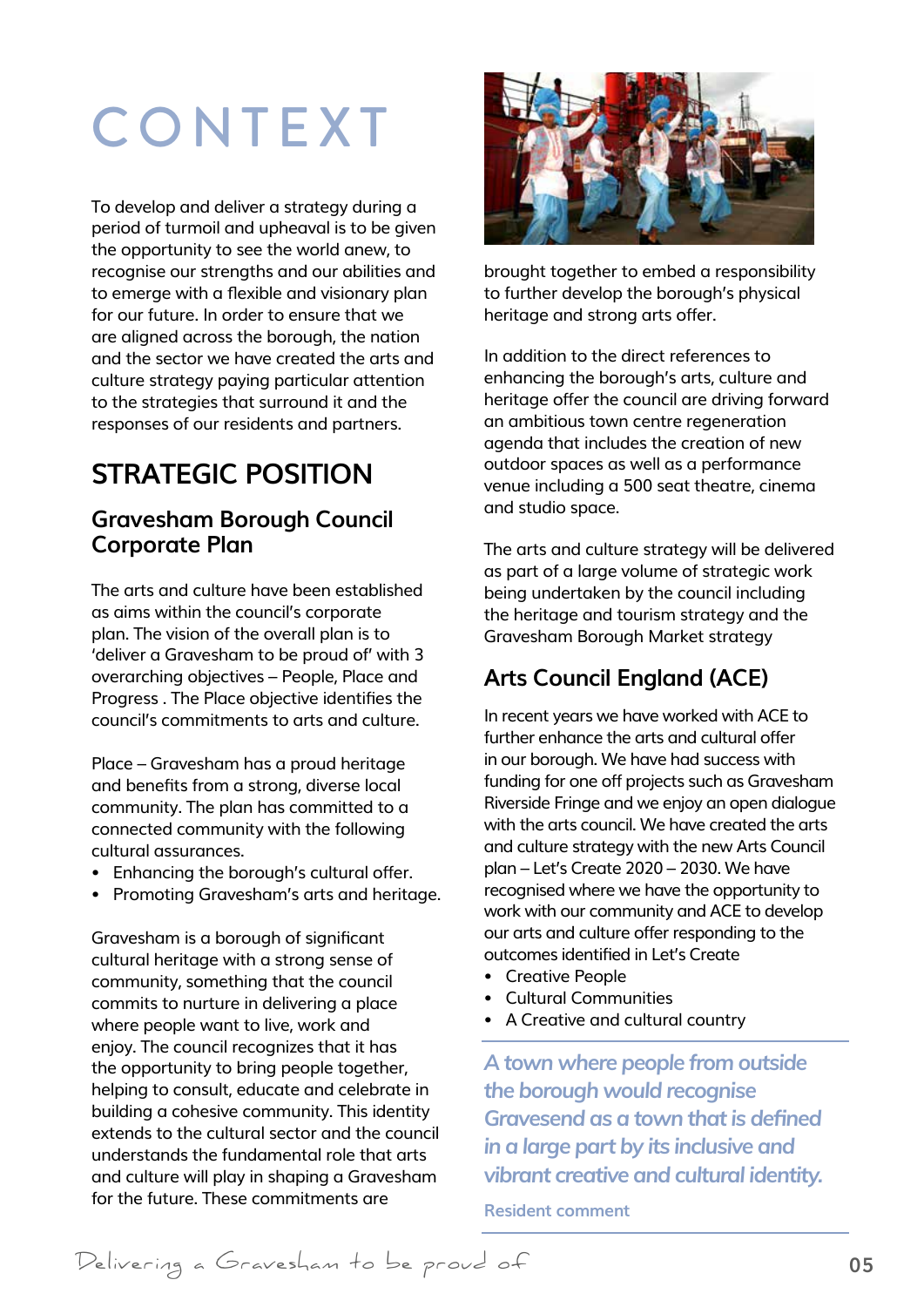# CONTEXT

To develop and deliver a strategy during a period of turmoil and upheaval is to be given the opportunity to see the world anew, to recognise our strengths and our abilities and to emerge with a flexible and visionary plan for our future. In order to ensure that we are aligned across the borough, the nation and the sector we have created the arts and culture strategy paying particular attention to the strategies that surround it and the responses of our residents and partners.

## STRATEGIC POSITION

### Gravesham Borough Council Corporate Plan

The arts and culture have been established as aims within the council's corporate plan. The vision of the overall plan is to 'deliver a Gravesham to be proud of' with 3 overarching objectives – People, Place and Progress . The Place objective identifies the council's commitments to arts and culture.

Place – Gravesham has a proud heritage and benefits from a strong, diverse local community. The plan has committed to a connected community with the following cultural assurances.

- Enhancing the borough's cultural offer.
- Promoting Gravesham's arts and heritage.

Gravesham is a borough of significant cultural heritage with a strong sense of community, something that the council commits to nurture in delivering a place where people want to live, work and enjoy. The council recognizes that it has the opportunity to bring people together, helping to consult, educate and celebrate in building a cohesive community. This identity extends to the cultural sector and the council understands the fundamental role that arts and culture will play in shaping a Gravesham for the future. These commitments are brought together to embed a responsibility to further develop the borough's physical heritage and strong arts offer.

In addition to the direct references to enhancing the borough's arts, culture and heritage offer the council are driving forward an ambitious town centre regeneration agenda that includes the creation of new outdoor spaces as well as a performance venue including a 500 seat theatre, cinema and studio space.

The arts and culture strategy will be delivered as part of a large volume of strategic work being undertaken by the council including the heritage and tourism strategy and the Gravesham Borough Market strategy

### Arts Council England (ACE)

In recent years we have worked with ACE to further enhance the arts and cultural offer in our borough. We have had success with funding for one off projects such as Gravesham Riverside Fringe and we enjoy an open dialogue with the arts council. We have created the arts and culture strategy with the new Arts Council plan – Let's Create 2020 – 2030. We have recognised where we have the opportunity to work with our community and ACE to develop our arts and culture offer responding to the outcomes identified in Let's Create

- Creative People
- Cultural Communities
- A Creative and cultural country

> *A town where people from outside the borough would recognise Gravesend as a town that is defined in a large part by its inclusive and vibrant creative and cultural identity.*
>
> Resident comment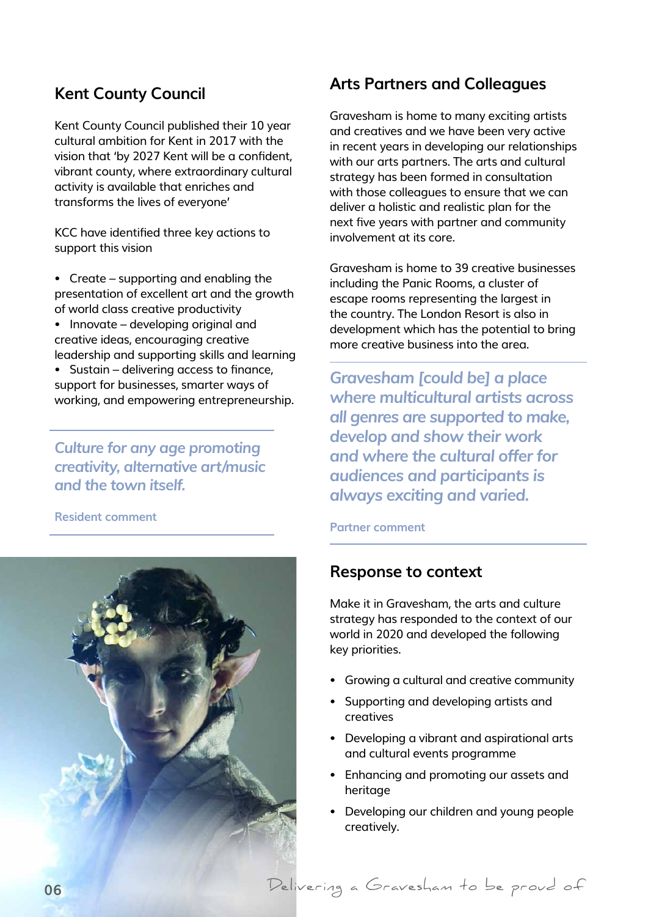## Kent County Council

Kent County Council published their 10 year cultural ambition for Kent in 2017 with the vision that 'by 2027 Kent will be a confident, vibrant county, where extraordinary cultural activity is available that enriches and transforms the lives of everyone'

KCC have identified three key actions to support this vision

- Create – supporting and enabling the presentation of excellent art and the growth of world class creative productivity
- Innovate – developing original and creative ideas, encouraging creative leadership and supporting skills and learning
- Sustain – delivering access to finance, support for businesses, smarter ways of working, and empowering entrepreneurship.

*Culture for any age promoting creativity, alternative art/music and the town itself.*

Resident comment

## Arts Partners and Colleagues

Gravesham is home to many exciting artists and creatives and we have been very active in recent years in developing our relationships with our arts partners. The arts and cultural strategy has been formed in consultation with those colleagues to ensure that we can deliver a holistic and realistic plan for the next five years with partner and community involvement at its core.

Gravesham is home to 39 creative businesses including the Panic Rooms, a cluster of escape rooms representing the largest in the country. The London Resort is also in development which has the potential to bring more creative business into the area.

*Gravesham [could be] a place where multicultural artists across all genres are supported to make, develop and show their work and where the cultural offer for audiences and participants is always exciting and varied.*

Partner comment

## Response to context

Make it in Gravesham, the arts and culture strategy has responded to the context of our world in 2020 and developed the following key priorities.

- Growing a cultural and creative community
- Supporting and developing artists and creatives
- Developing a vibrant and aspirational arts and cultural events programme
- Enhancing and promoting our assets and heritage
- Developing our children and young people creatively.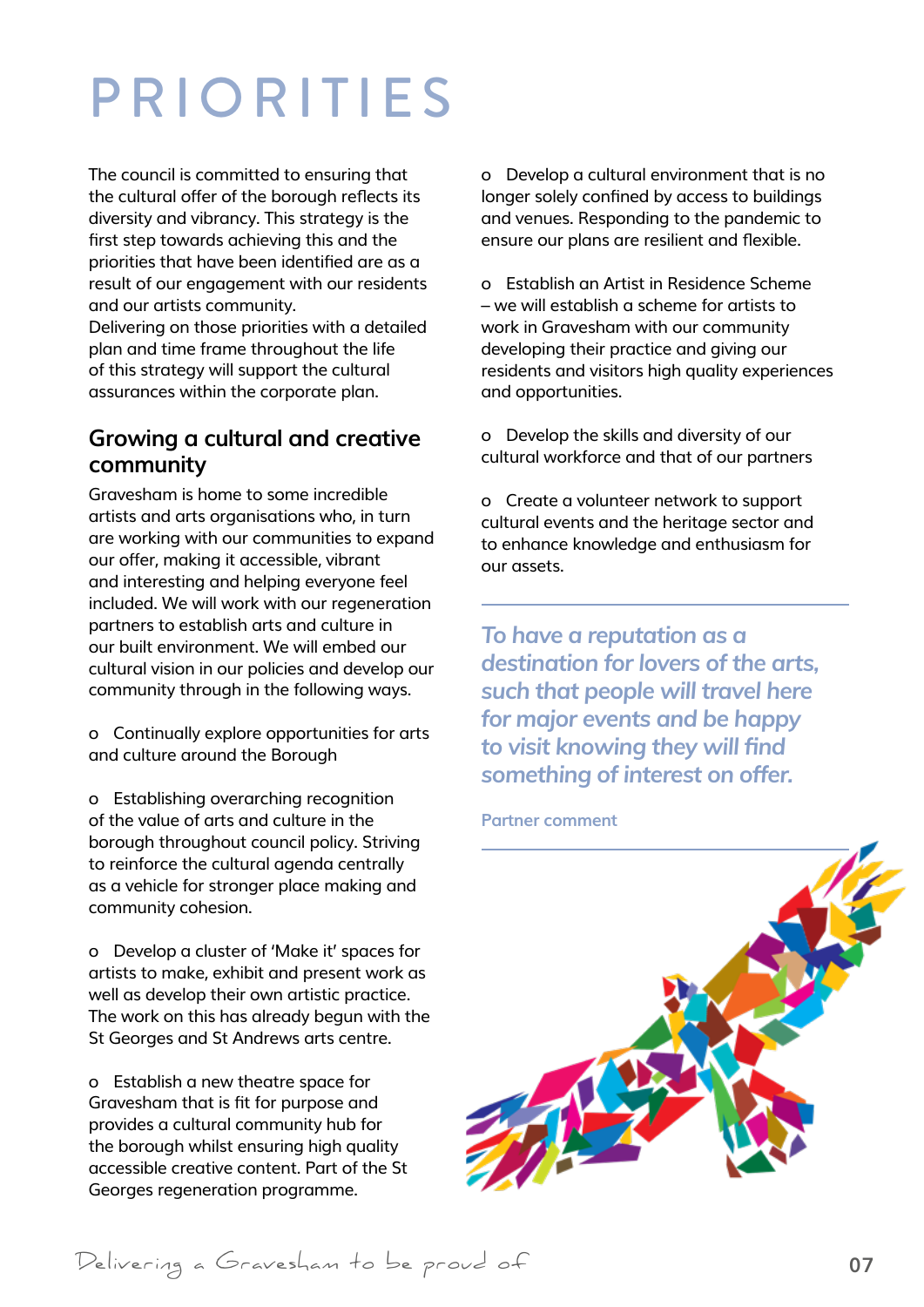# PRIORITIES

The council is committed to ensuring that the cultural offer of the borough reflects its diversity and vibrancy. This strategy is the first step towards achieving this and the priorities that have been identified are as a result of our engagement with our residents and our artists community.
Delivering on those priorities with a detailed plan and time frame throughout the life of this strategy will support the cultural assurances within the corporate plan.

## Growing a cultural and creative community

Gravesham is home to some incredible artists and arts organisations who, in turn are working with our communities to expand our offer, making it accessible, vibrant and interesting and helping everyone feel included. We will work with our regeneration partners to establish arts and culture in our built environment. We will embed our cultural vision in our policies and develop our community through in the following ways.

- Continually explore opportunities for arts and culture around the Borough
- Establishing overarching recognition of the value of arts and culture in the borough throughout council policy. Striving to reinforce the cultural agenda centrally as a vehicle for stronger place making and community cohesion.
- Develop a cluster of 'Make it' spaces for artists to make, exhibit and present work as well as develop their own artistic practice. The work on this has already begun with the St Georges and St Andrews arts centre.
- Establish a new theatre space for Gravesham that is fit for purpose and provides a cultural community hub for the borough whilst ensuring high quality accessible creative content. Part of the St Georges regeneration programme.
- Develop a cultural environment that is no longer solely confined by access to buildings and venues. Responding to the pandemic to ensure our plans are resilient and flexible.
- Establish an Artist in Residence Scheme – we will establish a scheme for artists to work in Gravesham with our community developing their practice and giving our residents and visitors high quality experiences and opportunities.
- Develop the skills and diversity of our cultural workforce and that of our partners
- Create a volunteer network to support cultural events and the heritage sector and to enhance knowledge and enthusiasm for our assets.

*To have a reputation as a destination for lovers of the arts, such that people will travel here for major events and be happy to visit knowing they will find something of interest on offer.*

Partner comment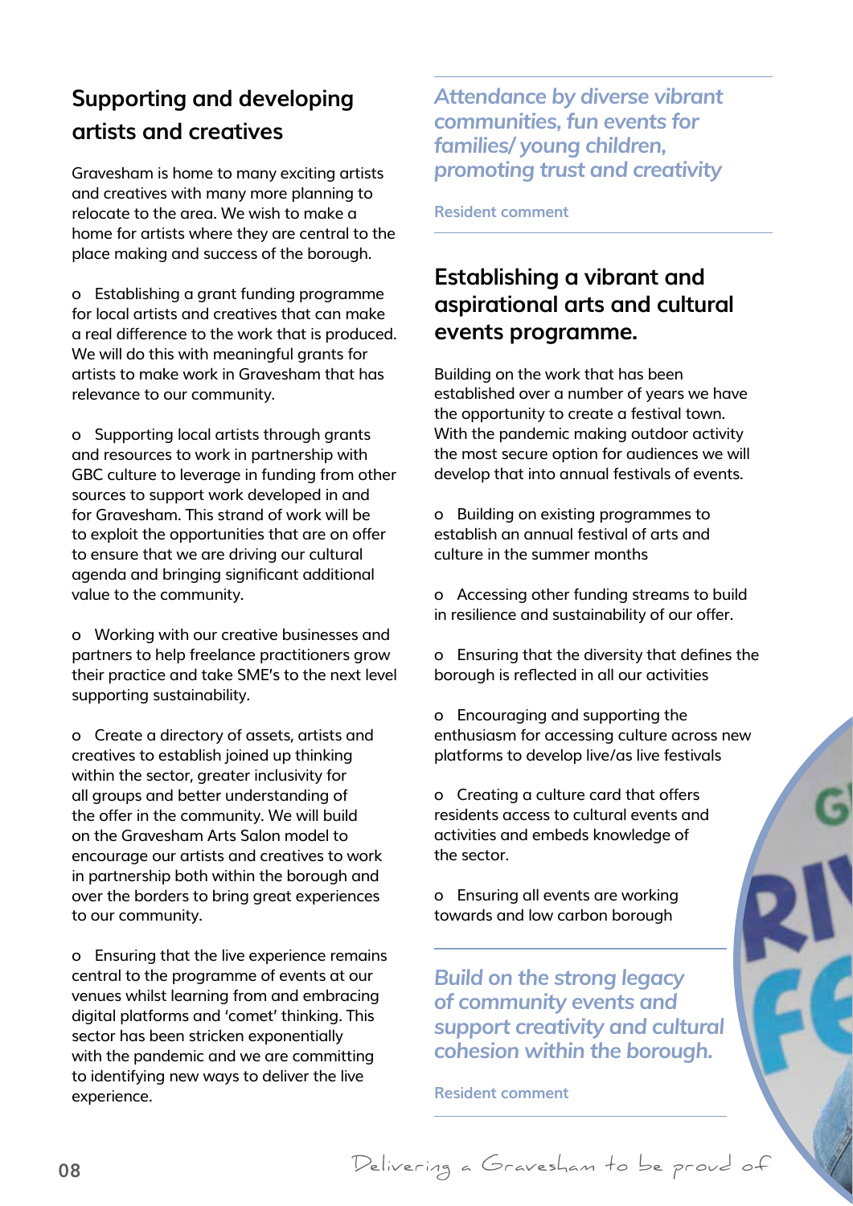## Supporting and developing artists and creatives

Gravesham is home to many exciting artists and creatives with many more planning to relocate to the area. We wish to make a home for artists where they are central to the place making and success of the borough.

- Establishing a grant funding programme for local artists and creatives that can make a real difference to the work that is produced. We will do this with meaningful grants for artists to make work in Gravesham that has relevance to our community.

- Supporting local artists through grants and resources to work in partnership with GBC culture to leverage in funding from other sources to support work developed in and for Gravesham. This strand of work will be to exploit the opportunities that are on offer to ensure that we are driving our cultural agenda and bringing significant additional value to the community.

- Working with our creative businesses and partners to help freelance practitioners grow their practice and take SME's to the next level supporting sustainability.

- Create a directory of assets, artists and creatives to establish joined up thinking within the sector, greater inclusivity for all groups and better understanding of the offer in the community. We will build on the Gravesham Arts Salon model to encourage our artists and creatives to work in partnership both within the borough and over the borders to bring great experiences to our community.

- Ensuring that the live experience remains central to the programme of events at our venues whilst learning from and embracing digital platforms and 'comet' thinking. This sector has been stricken exponentially with the pandemic and we are committing to identifying new ways to deliver the live experience.

*Attendance by diverse vibrant communities, fun events for families/ young children, promoting trust and creativity*

Resident comment

## Establishing a vibrant and aspirational arts and cultural events programme.

Building on the work that has been established over a number of years we have the opportunity to create a festival town. With the pandemic making outdoor activity the most secure option for audiences we will develop that into annual festivals of events.

- Building on existing programmes to establish an annual festival of arts and culture in the summer months

- Accessing other funding streams to build in resilience and sustainability of our offer.

- Ensuring that the diversity that defines the borough is reflected in all our activities

- Encouraging and supporting the enthusiasm for accessing culture across new platforms to develop live/as live festivals

- Creating a culture card that offers residents access to cultural events and activities and embeds knowledge of the sector.

- Ensuring all events are working towards and low carbon borough

*Build on the strong legacy of community events and support creativity and cultural cohesion within the borough.*

Resident comment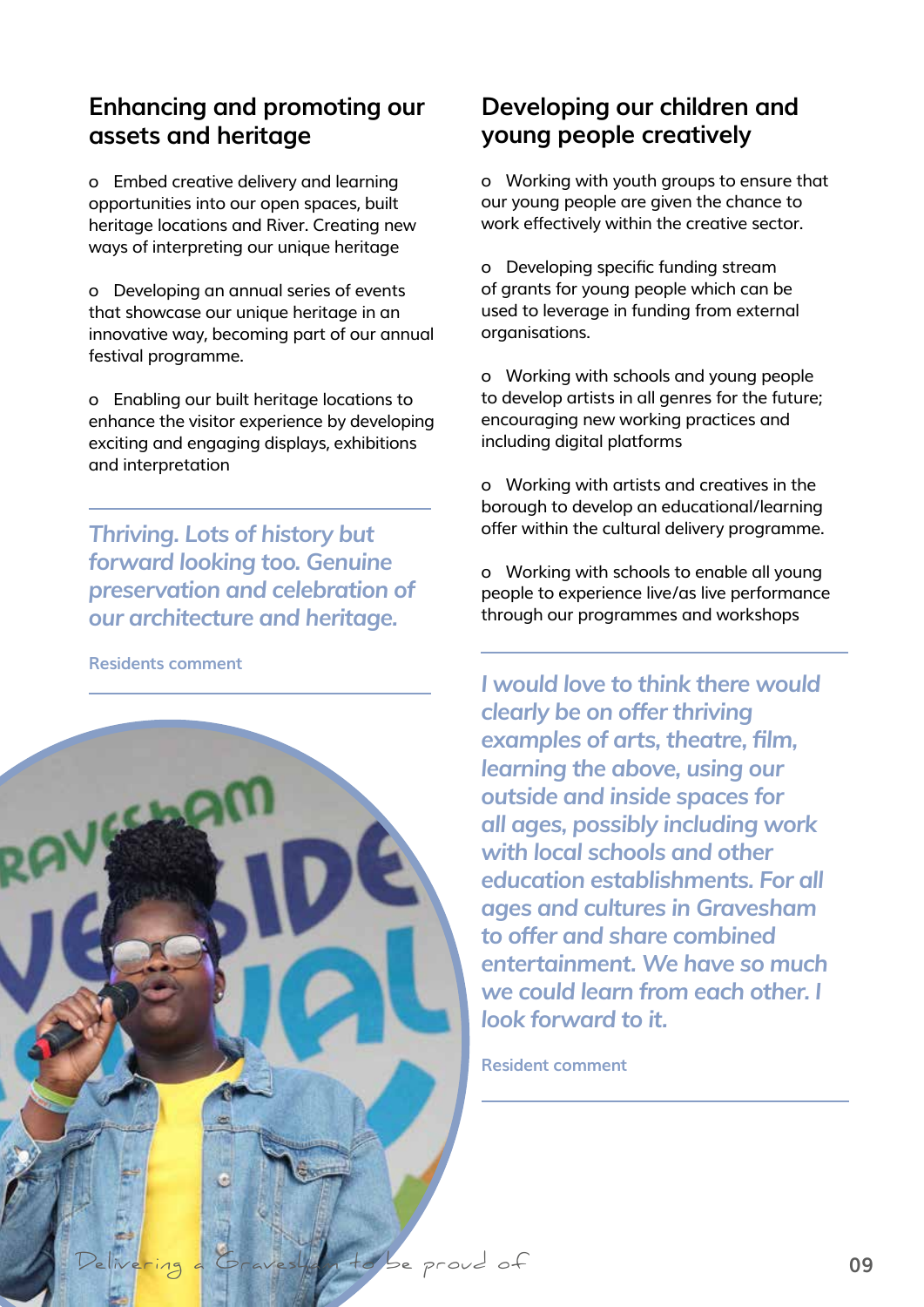## Enhancing and promoting our assets and heritage

- Embed creative delivery and learning opportunities into our open spaces, built heritage locations and River. Creating new ways of interpreting our unique heritage

- Developing an annual series of events that showcase our unique heritage in an innovative way, becoming part of our annual festival programme.

- Enabling our built heritage locations to enhance the visitor experience by developing exciting and engaging displays, exhibitions and interpretation

*Thriving. Lots of history but forward looking too. Genuine preservation and celebration of our architecture and heritage.*

Residents comment

## Developing our children and young people creatively

- Working with youth groups to ensure that our young people are given the chance to work effectively within the creative sector.

- Developing specific funding stream of grants for young people which can be used to leverage in funding from external organisations.

- Working with schools and young people to develop artists in all genres for the future; encouraging new working practices and including digital platforms

- Working with artists and creatives in the borough to develop an educational/learning offer within the cultural delivery programme.

- Working with schools to enable all young people to experience live/as live performance through our programmes and workshops

*I would love to think there would clearly be on offer thriving examples of arts, theatre, film, learning the above, using our outside and inside spaces for all ages, possibly including work with local schools and other education establishments. For all ages and cultures in Gravesham to offer and share combined entertainment. We have so much we could learn from each other. I look forward to it.*

Resident comment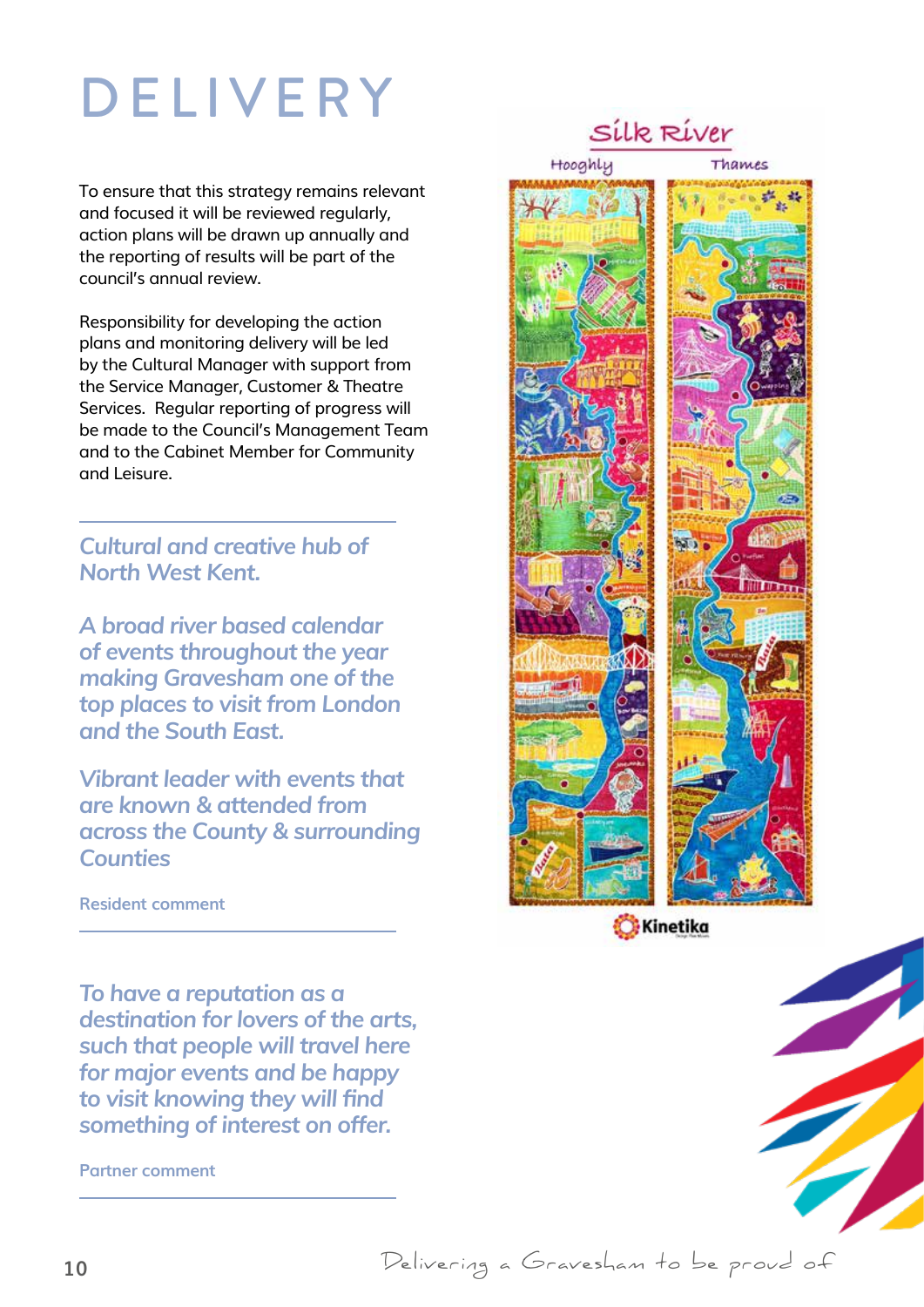# DELIVERY

To ensure that this strategy remains relevant and focused it will be reviewed regularly, action plans will be drawn up annually and the reporting of results will be part of the council's annual review.

Responsibility for developing the action plans and monitoring delivery will be led by the Cultural Manager with support from the Service Manager, Customer & Theatre Services. Regular reporting of progress will be made to the Council's Management Team and to the Cabinet Member for Community and Leisure.

---

*Cultural and creative hub of North West Kent.*

*A broad river based calendar of events throughout the year making Gravesham one of the top places to visit from London and the South East.*

*Vibrant leader with events that are known & attended from across the County & surrounding Counties*

Resident comment

---

*To have a reputation as a destination for lovers of the arts, such that people will travel here for major events and be happy to visit knowing they will find something of interest on offer.*

Partner comment

---

Silk River

Hooghly | Thames

Kinetika

Delivering a Gravesham to be proud of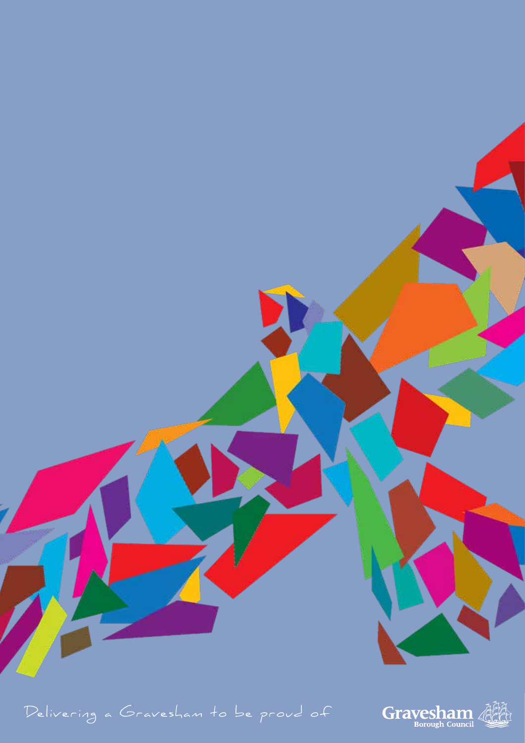Delivering a Gravesham to be proud of

Gravesham Borough Council